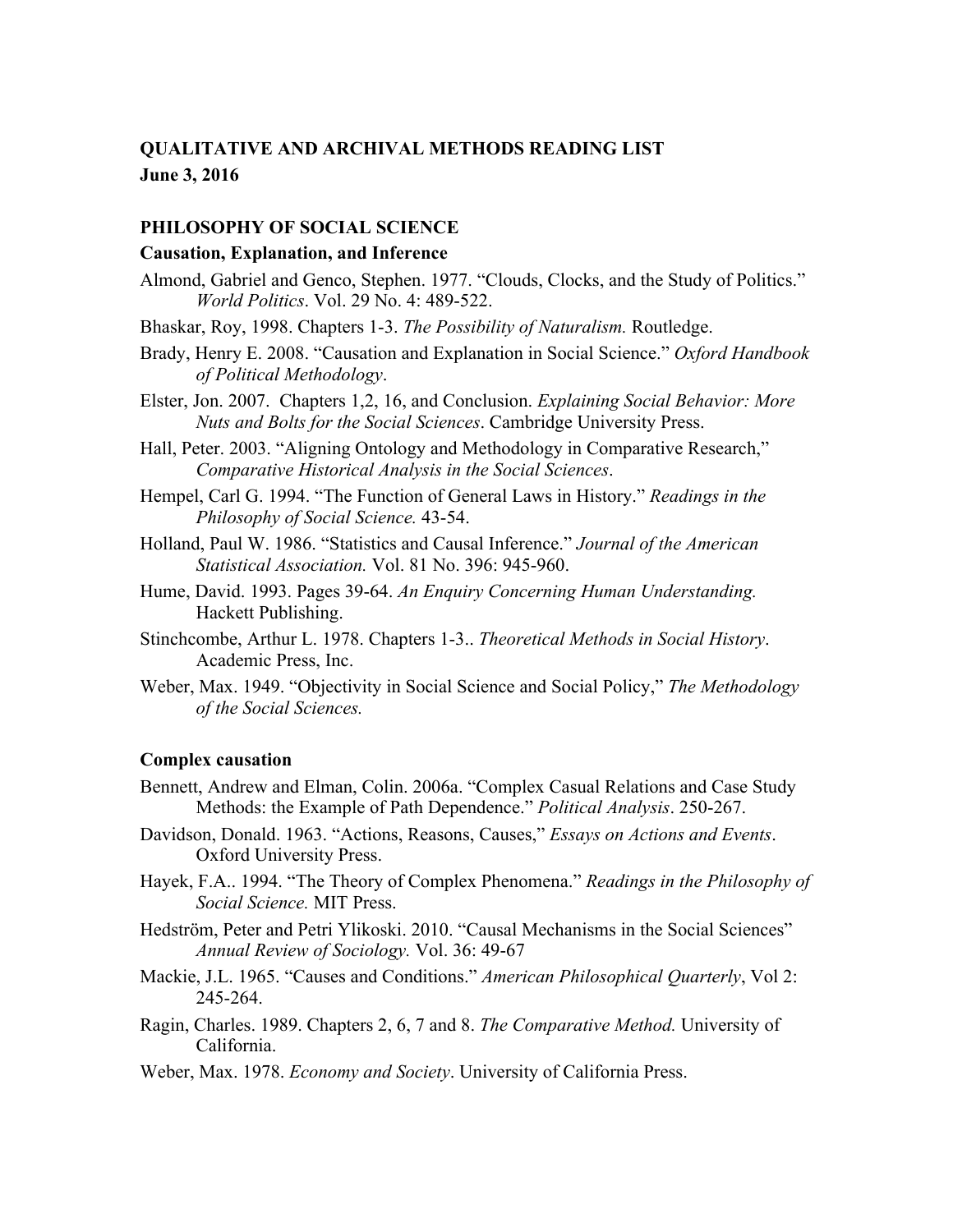**QUALITATIVE AND ARCHIVAL METHODS READING LIST**
**June 3, 2016**

## PHILOSOPHY OF SOCIAL SCIENCE

### Causation, Explanation, and Inference

Almond, Gabriel and Genco, Stephen. 1977. "Clouds, Clocks, and the Study of Politics." *World Politics*. Vol. 29 No. 4: 489-522.

Bhaskar, Roy, 1998. Chapters 1-3. *The Possibility of Naturalism.* Routledge.

Brady, Henry E. 2008. "Causation and Explanation in Social Science." *Oxford Handbook of Political Methodology*.

Elster, Jon. 2007. Chapters 1,2, 16, and Conclusion. *Explaining Social Behavior: More Nuts and Bolts for the Social Sciences*. Cambridge University Press.

Hall, Peter. 2003. "Aligning Ontology and Methodology in Comparative Research," *Comparative Historical Analysis in the Social Sciences*.

Hempel, Carl G. 1994. "The Function of General Laws in History." *Readings in the Philosophy of Social Science.* 43-54.

Holland, Paul W. 1986. "Statistics and Causal Inference." *Journal of the American Statistical Association.* Vol. 81 No. 396: 945-960.

Hume, David. 1993. Pages 39-64. *An Enquiry Concerning Human Understanding.* Hackett Publishing.

Stinchcombe, Arthur L. 1978. Chapters 1-3.. *Theoretical Methods in Social History*. Academic Press, Inc.

Weber, Max. 1949. "Objectivity in Social Science and Social Policy," *The Methodology of the Social Sciences.*

### Complex causation

Bennett, Andrew and Elman, Colin. 2006a. "Complex Casual Relations and Case Study Methods: the Example of Path Dependence." *Political Analysis*. 250-267.

Davidson, Donald. 1963. "Actions, Reasons, Causes," *Essays on Actions and Events*. Oxford University Press.

Hayek, F.A.. 1994. "The Theory of Complex Phenomena." *Readings in the Philosophy of Social Science.* MIT Press.

Hedström, Peter and Petri Ylikoski. 2010. "Causal Mechanisms in the Social Sciences" *Annual Review of Sociology.* Vol. 36: 49-67

Mackie, J.L. 1965. "Causes and Conditions." *American Philosophical Quarterly*, Vol 2: 245-264.

Ragin, Charles. 1989. Chapters 2, 6, 7 and 8. *The Comparative Method.* University of California.

Weber, Max. 1978. *Economy and Society*. University of California Press.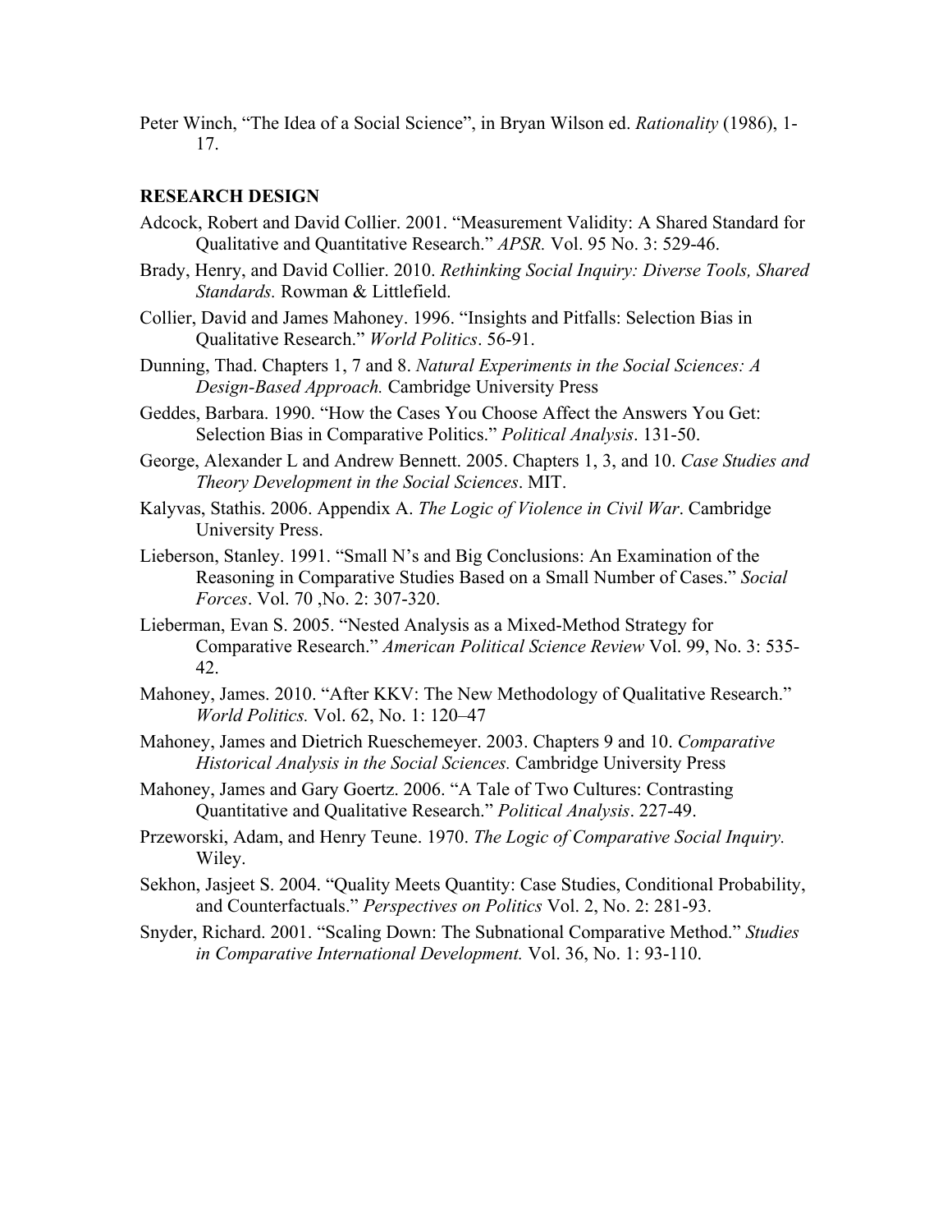Peter Winch, “The Idea of a Social Science”, in Bryan Wilson ed. *Rationality* (1986), 1-17.

## RESEARCH DESIGN

Adcock, Robert and David Collier. 2001. “Measurement Validity: A Shared Standard for Qualitative and Quantitative Research.” *APSR.* Vol. 95 No. 3: 529-46.

Brady, Henry, and David Collier. 2010. *Rethinking Social Inquiry: Diverse Tools, Shared Standards.* Rowman & Littlefield.

Collier, David and James Mahoney. 1996. “Insights and Pitfalls: Selection Bias in Qualitative Research.” *World Politics*. 56-91.

Dunning, Thad. Chapters 1, 7 and 8. *Natural Experiments in the Social Sciences: A Design-Based Approach.* Cambridge University Press

Geddes, Barbara. 1990. “How the Cases You Choose Affect the Answers You Get: Selection Bias in Comparative Politics.” *Political Analysis*. 131-50.

George, Alexander L and Andrew Bennett. 2005. Chapters 1, 3, and 10. *Case Studies and Theory Development in the Social Sciences*. MIT.

Kalyvas, Stathis. 2006. Appendix A. *The Logic of Violence in Civil War*. Cambridge University Press.

Lieberson, Stanley. 1991. “Small N’s and Big Conclusions: An Examination of the Reasoning in Comparative Studies Based on a Small Number of Cases.” *Social Forces*. Vol. 70 ,No. 2: 307-320.

Lieberman, Evan S. 2005. “Nested Analysis as a Mixed-Method Strategy for Comparative Research.” *American Political Science Review* Vol. 99, No. 3: 535-42.

Mahoney, James. 2010. “After KKV: The New Methodology of Qualitative Research.” *World Politics.* Vol. 62, No. 1: 120–47

Mahoney, James and Dietrich Rueschemeyer. 2003. Chapters 9 and 10. *Comparative Historical Analysis in the Social Sciences.* Cambridge University Press

Mahoney, James and Gary Goertz. 2006. “A Tale of Two Cultures: Contrasting Quantitative and Qualitative Research.” *Political Analysis*. 227-49.

Przeworski, Adam, and Henry Teune. 1970. *The Logic of Comparative Social Inquiry.* Wiley.

Sekhon, Jasjeet S. 2004. “Quality Meets Quantity: Case Studies, Conditional Probability, and Counterfactuals.” *Perspectives on Politics* Vol. 2, No. 2: 281-93.

Snyder, Richard. 2001. “Scaling Down: The Subnational Comparative Method.” *Studies in Comparative International Development.* Vol. 36, No. 1: 93-110.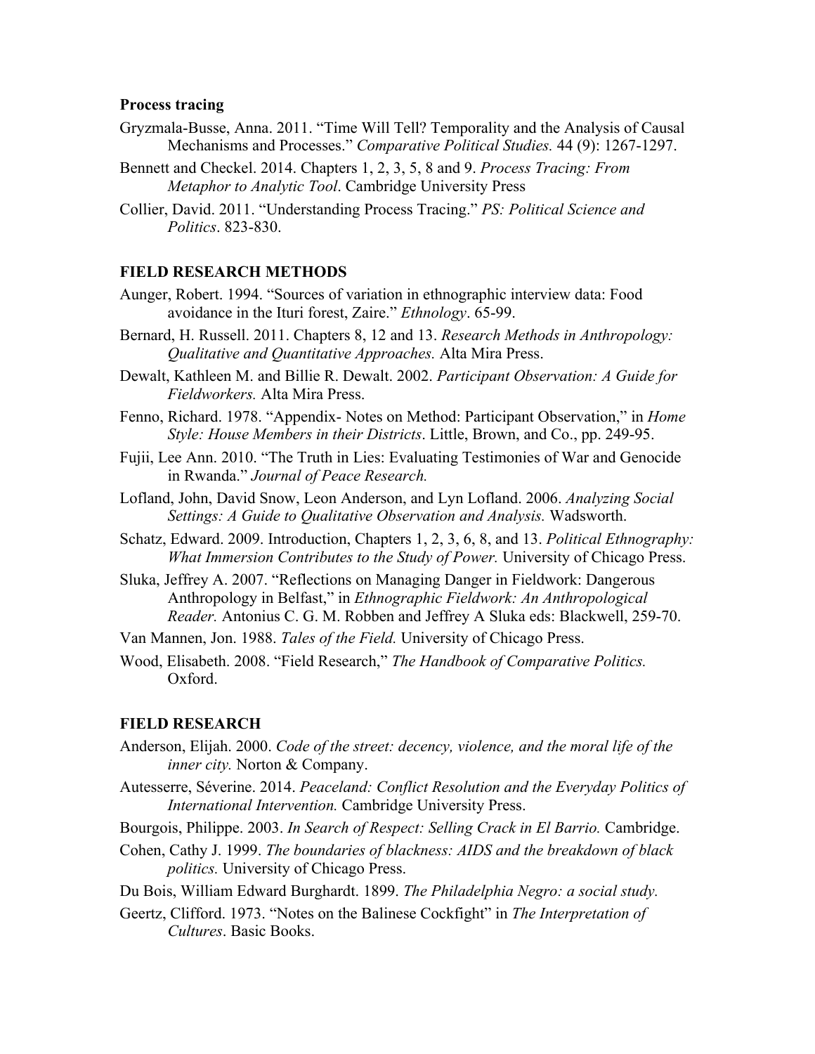**Process tracing**

Gryzmala-Busse, Anna. 2011. "Time Will Tell? Temporality and the Analysis of Causal Mechanisms and Processes." *Comparative Political Studies.* 44 (9): 1267-1297.

Bennett and Checkel. 2014. Chapters 1, 2, 3, 5, 8 and 9. *Process Tracing: From Metaphor to Analytic Tool*. Cambridge University Press

Collier, David. 2011. "Understanding Process Tracing." *PS: Political Science and Politics*. 823-830.

**FIELD RESEARCH METHODS**

Aunger, Robert. 1994. "Sources of variation in ethnographic interview data: Food avoidance in the Ituri forest, Zaire." *Ethnology*. 65-99.

Bernard, H. Russell. 2011. Chapters 8, 12 and 13. *Research Methods in Anthropology: Qualitative and Quantitative Approaches.* Alta Mira Press.

Dewalt, Kathleen M. and Billie R. Dewalt. 2002. *Participant Observation: A Guide for Fieldworkers.* Alta Mira Press.

Fenno, Richard. 1978. "Appendix- Notes on Method: Participant Observation," in *Home Style: House Members in their Districts*. Little, Brown, and Co., pp. 249-95.

Fujii, Lee Ann. 2010. "The Truth in Lies: Evaluating Testimonies of War and Genocide in Rwanda." *Journal of Peace Research.*

Lofland, John, David Snow, Leon Anderson, and Lyn Lofland. 2006. *Analyzing Social Settings: A Guide to Qualitative Observation and Analysis.* Wadsworth.

Schatz, Edward. 2009. Introduction, Chapters 1, 2, 3, 6, 8, and 13. *Political Ethnography: What Immersion Contributes to the Study of Power.* University of Chicago Press.

Sluka, Jeffrey A. 2007. "Reflections on Managing Danger in Fieldwork: Dangerous Anthropology in Belfast," in *Ethnographic Fieldwork: An Anthropological Reader.* Antonius C. G. M. Robben and Jeffrey A Sluka eds: Blackwell, 259-70.

Van Mannen, Jon. 1988. *Tales of the Field.* University of Chicago Press.

Wood, Elisabeth. 2008. "Field Research," *The Handbook of Comparative Politics.* Oxford.

**FIELD RESEARCH**

Anderson, Elijah. 2000. *Code of the street: decency, violence, and the moral life of the inner city.* Norton & Company.

Autesserre, Séverine. 2014. *Peaceland: Conflict Resolution and the Everyday Politics of International Intervention.* Cambridge University Press.

Bourgois, Philippe. 2003. *In Search of Respect: Selling Crack in El Barrio.* Cambridge.

Cohen, Cathy J. 1999. *The boundaries of blackness: AIDS and the breakdown of black politics.* University of Chicago Press.

Du Bois, William Edward Burghardt. 1899. *The Philadelphia Negro: a social study.*

Geertz, Clifford. 1973. "Notes on the Balinese Cockfight" in *The Interpretation of Cultures*. Basic Books.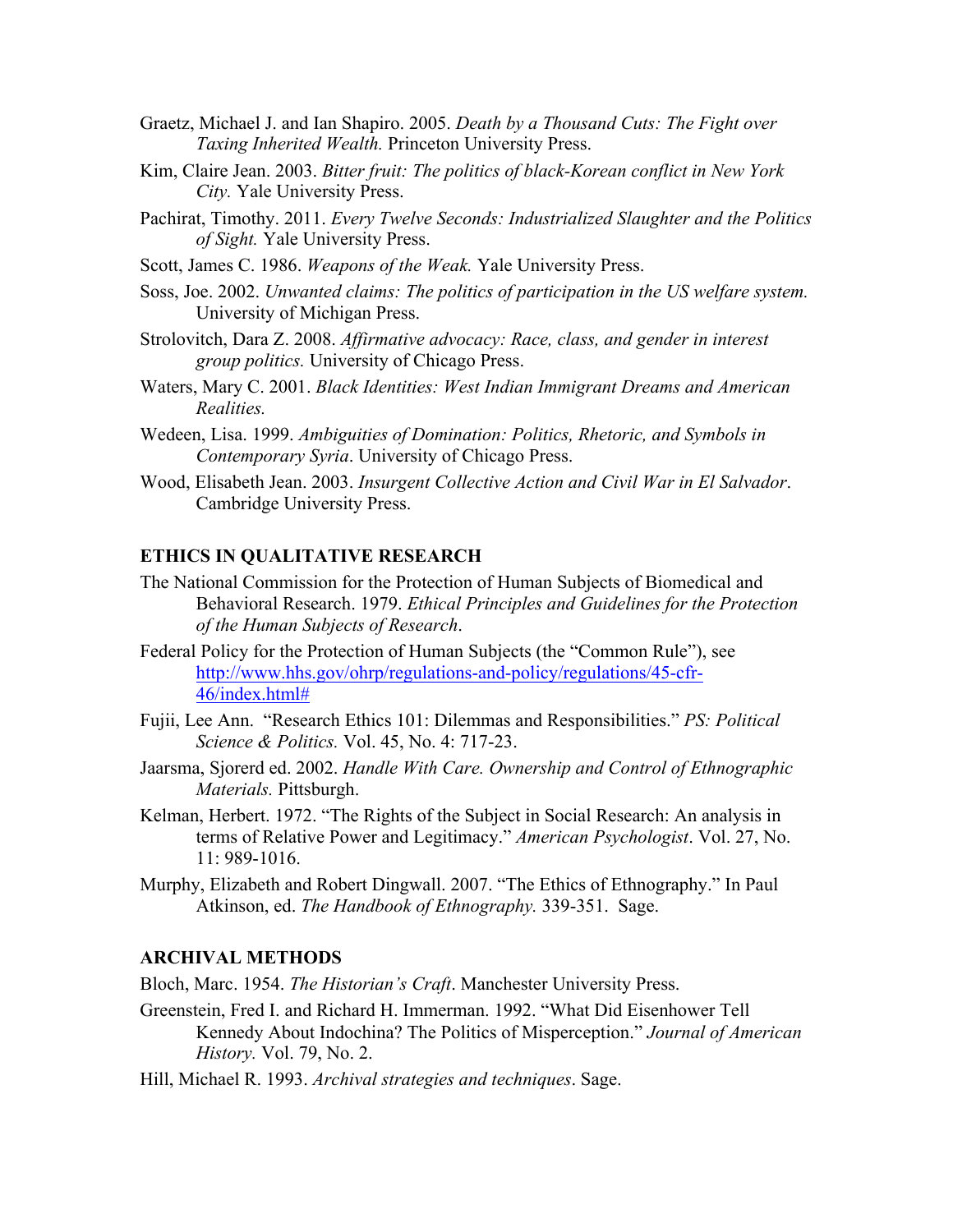Graetz, Michael J. and Ian Shapiro. 2005. *Death by a Thousand Cuts: The Fight over Taxing Inherited Wealth.* Princeton University Press.

Kim, Claire Jean. 2003. *Bitter fruit: The politics of black-Korean conflict in New York City.* Yale University Press.

Pachirat, Timothy. 2011. *Every Twelve Seconds: Industrialized Slaughter and the Politics of Sight.* Yale University Press.

Scott, James C. 1986. *Weapons of the Weak.* Yale University Press.

Soss, Joe. 2002. *Unwanted claims: The politics of participation in the US welfare system.* University of Michigan Press.

Strolovitch, Dara Z. 2008. *Affirmative advocacy: Race, class, and gender in interest group politics.* University of Chicago Press.

Waters, Mary C. 2001. *Black Identities: West Indian Immigrant Dreams and American Realities.*

Wedeen, Lisa. 1999. *Ambiguities of Domination: Politics, Rhetoric, and Symbols in Contemporary Syria*. University of Chicago Press.

Wood, Elisabeth Jean. 2003. *Insurgent Collective Action and Civil War in El Salvador*. Cambridge University Press.

## ETHICS IN QUALITATIVE RESEARCH

The National Commission for the Protection of Human Subjects of Biomedical and Behavioral Research. 1979. *Ethical Principles and Guidelines for the Protection of the Human Subjects of Research*.

Federal Policy for the Protection of Human Subjects (the "Common Rule"), see http://www.hhs.gov/ohrp/regulations-and-policy/regulations/45-cfr-46/index.html#

Fujii, Lee Ann. "Research Ethics 101: Dilemmas and Responsibilities." *PS: Political Science & Politics.* Vol. 45, No. 4: 717-23.

Jaarsma, Sjorerd ed. 2002. *Handle With Care. Ownership and Control of Ethnographic Materials.* Pittsburgh.

Kelman, Herbert. 1972. "The Rights of the Subject in Social Research: An analysis in terms of Relative Power and Legitimacy." *American Psychologist*. Vol. 27, No. 11: 989-1016.

Murphy, Elizabeth and Robert Dingwall. 2007. "The Ethics of Ethnography." In Paul Atkinson, ed. *The Handbook of Ethnography.* 339-351. Sage.

## ARCHIVAL METHODS

Bloch, Marc. 1954. *The Historian's Craft*. Manchester University Press.

Greenstein, Fred I. and Richard H. Immerman. 1992. "What Did Eisenhower Tell Kennedy About Indochina? The Politics of Misperception." *Journal of American History.* Vol. 79, No. 2.

Hill, Michael R. 1993. *Archival strategies and techniques*. Sage.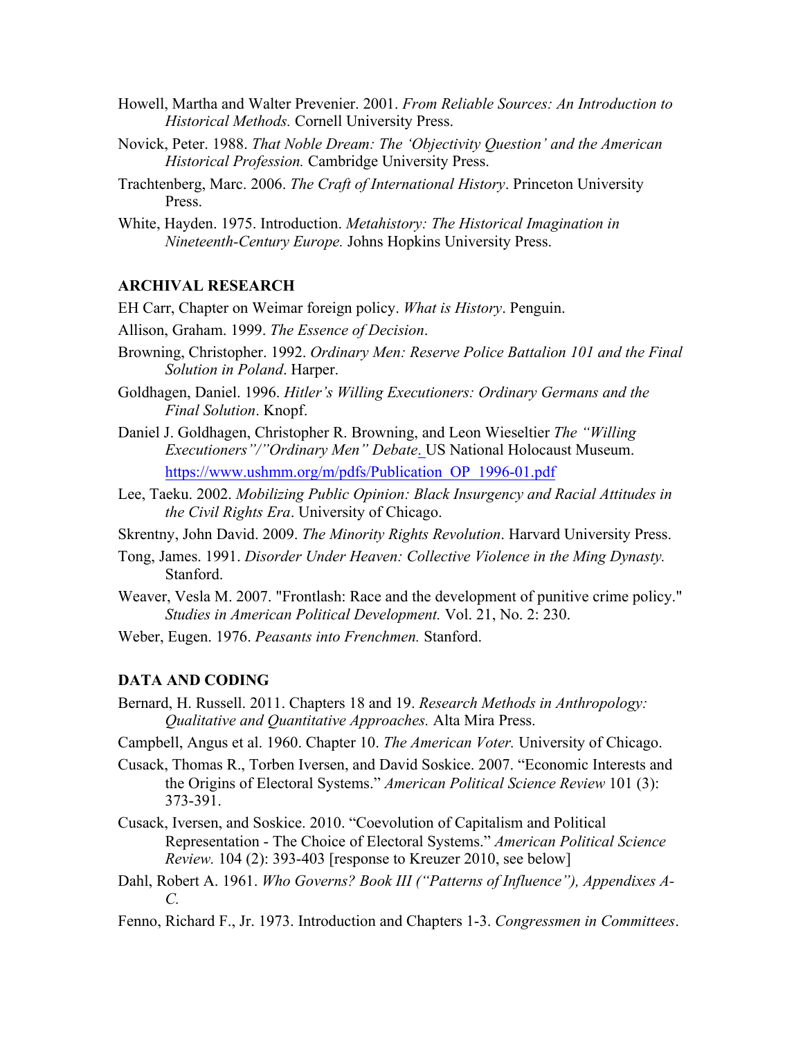Howell, Martha and Walter Prevenier. 2001. *From Reliable Sources: An Introduction to Historical Methods.* Cornell University Press.

Novick, Peter. 1988. *That Noble Dream: The 'Objectivity Question' and the American Historical Profession.* Cambridge University Press.

Trachtenberg, Marc. 2006. *The Craft of International History*. Princeton University Press.

White, Hayden. 1975. Introduction. *Metahistory: The Historical Imagination in Nineteenth-Century Europe.* Johns Hopkins University Press.

## ARCHIVAL RESEARCH

EH Carr, Chapter on Weimar foreign policy. *What is History*. Penguin.

Allison, Graham. 1999. *The Essence of Decision*.

Browning, Christopher. 1992. *Ordinary Men: Reserve Police Battalion 101 and the Final Solution in Poland*. Harper.

Goldhagen, Daniel. 1996. *Hitler's Willing Executioners: Ordinary Germans and the Final Solution*. Knopf.

Daniel J. Goldhagen, Christopher R. Browning, and Leon Wieseltier *The "Willing Executioners"/"Ordinary Men" Debate.* US National Holocaust Museum. https://www.ushmm.org/m/pdfs/Publication_OP_1996-01.pdf

Lee, Taeku. 2002. *Mobilizing Public Opinion: Black Insurgency and Racial Attitudes in the Civil Rights Era*. University of Chicago.

Skrentny, John David. 2009. *The Minority Rights Revolution*. Harvard University Press.

Tong, James. 1991. *Disorder Under Heaven: Collective Violence in the Ming Dynasty.* Stanford.

Weaver, Vesla M. 2007. "Frontlash: Race and the development of punitive crime policy." *Studies in American Political Development.* Vol. 21, No. 2: 230.

Weber, Eugen. 1976. *Peasants into Frenchmen.* Stanford.

## DATA AND CODING

Bernard, H. Russell. 2011. Chapters 18 and 19. *Research Methods in Anthropology: Qualitative and Quantitative Approaches.* Alta Mira Press.

Campbell, Angus et al. 1960. Chapter 10. *The American Voter.* University of Chicago.

Cusack, Thomas R., Torben Iversen, and David Soskice. 2007. "Economic Interests and the Origins of Electoral Systems." *American Political Science Review* 101 (3): 373-391.

Cusack, Iversen, and Soskice. 2010. "Coevolution of Capitalism and Political Representation - The Choice of Electoral Systems." *American Political Science Review.* 104 (2): 393-403 [response to Kreuzer 2010, see below]

Dahl, Robert A. 1961. *Who Governs? Book III ("Patterns of Influence"), Appendixes A-C.*

Fenno, Richard F., Jr. 1973. Introduction and Chapters 1-3. *Congressmen in Committees*.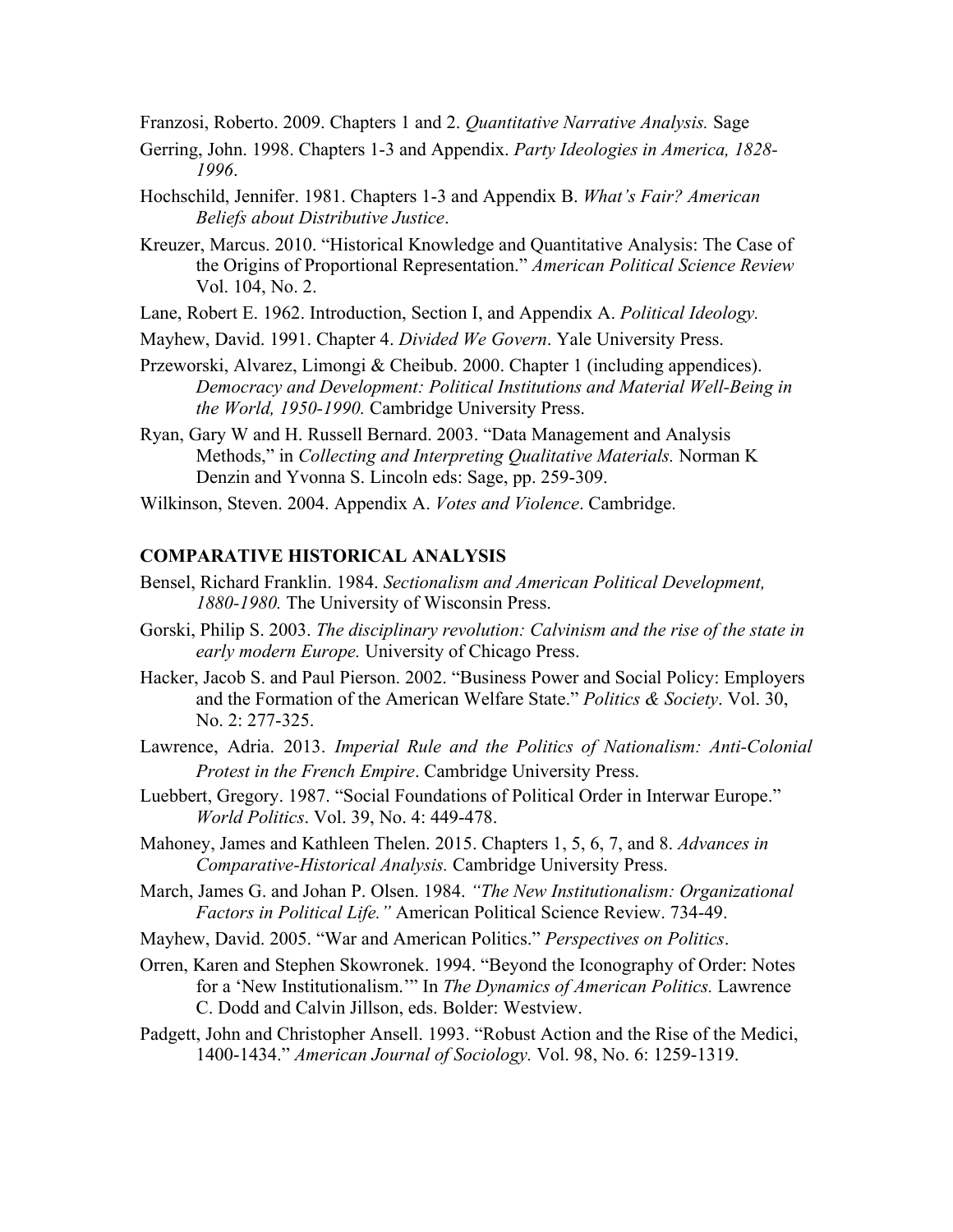Franzosi, Roberto. 2009. Chapters 1 and 2. *Quantitative Narrative Analysis.* Sage

Gerring, John. 1998. Chapters 1-3 and Appendix. *Party Ideologies in America, 1828-1996*.

Hochschild, Jennifer. 1981. Chapters 1-3 and Appendix B. *What's Fair? American Beliefs about Distributive Justice*.

Kreuzer, Marcus. 2010. "Historical Knowledge and Quantitative Analysis: The Case of the Origins of Proportional Representation." *American Political Science Review* Vol. 104, No. 2.

Lane, Robert E. 1962. Introduction, Section I, and Appendix A. *Political Ideology.*

Mayhew, David. 1991. Chapter 4. *Divided We Govern*. Yale University Press.

Przeworski, Alvarez, Limongi & Cheibub. 2000. Chapter 1 (including appendices). *Democracy and Development: Political Institutions and Material Well-Being in the World, 1950-1990.* Cambridge University Press.

Ryan, Gary W and H. Russell Bernard. 2003. "Data Management and Analysis Methods," in *Collecting and Interpreting Qualitative Materials.* Norman K Denzin and Yvonna S. Lincoln eds: Sage, pp. 259-309.

Wilkinson, Steven. 2004. Appendix A. *Votes and Violence*. Cambridge.

**COMPARATIVE HISTORICAL ANALYSIS**

Bensel, Richard Franklin. 1984. *Sectionalism and American Political Development, 1880-1980.* The University of Wisconsin Press.

Gorski, Philip S. 2003. *The disciplinary revolution: Calvinism and the rise of the state in early modern Europe.* University of Chicago Press.

Hacker, Jacob S. and Paul Pierson. 2002. "Business Power and Social Policy: Employers and the Formation of the American Welfare State." *Politics & Society*. Vol. 30, No. 2: 277-325.

Lawrence, Adria. 2013. *Imperial Rule and the Politics of Nationalism: Anti-Colonial Protest in the French Empire*. Cambridge University Press.

Luebbert, Gregory. 1987. "Social Foundations of Political Order in Interwar Europe." *World Politics*. Vol. 39, No. 4: 449-478.

Mahoney, James and Kathleen Thelen. 2015. Chapters 1, 5, 6, 7, and 8. *Advances in Comparative-Historical Analysis.* Cambridge University Press.

March, James G. and Johan P. Olsen. 1984. *"The New Institutionalism: Organizational Factors in Political Life."* American Political Science Review. 734-49.

Mayhew, David. 2005. "War and American Politics." *Perspectives on Politics*.

Orren, Karen and Stephen Skowronek. 1994. "Beyond the Iconography of Order: Notes for a 'New Institutionalism.'" In *The Dynamics of American Politics.* Lawrence C. Dodd and Calvin Jillson, eds. Bolder: Westview.

Padgett, John and Christopher Ansell. 1993. "Robust Action and the Rise of the Medici, 1400-1434." *American Journal of Sociology.* Vol. 98, No. 6: 1259-1319.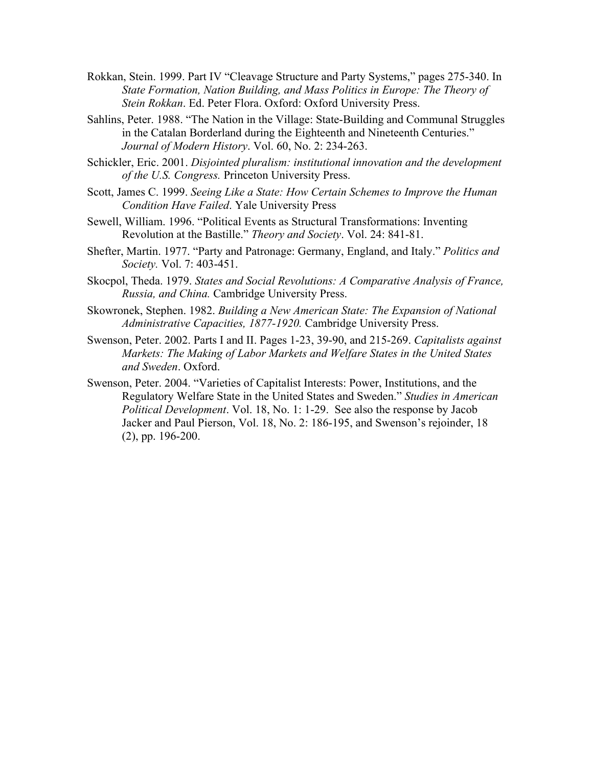Rokkan, Stein. 1999. Part IV "Cleavage Structure and Party Systems," pages 275-340. In *State Formation, Nation Building, and Mass Politics in Europe: The Theory of Stein Rokkan*. Ed. Peter Flora. Oxford: Oxford University Press.

Sahlins, Peter. 1988. "The Nation in the Village: State-Building and Communal Struggles in the Catalan Borderland during the Eighteenth and Nineteenth Centuries." *Journal of Modern History*. Vol. 60, No. 2: 234-263.

Schickler, Eric. 2001. *Disjointed pluralism: institutional innovation and the development of the U.S. Congress.* Princeton University Press.

Scott, James C. 1999. *Seeing Like a State: How Certain Schemes to Improve the Human Condition Have Failed*. Yale University Press

Sewell, William. 1996. "Political Events as Structural Transformations: Inventing Revolution at the Bastille." *Theory and Society*. Vol. 24: 841-81.

Shefter, Martin. 1977. "Party and Patronage: Germany, England, and Italy." *Politics and Society.* Vol. 7: 403-451.

Skocpol, Theda. 1979. *States and Social Revolutions: A Comparative Analysis of France, Russia, and China.* Cambridge University Press.

Skowronek, Stephen. 1982. *Building a New American State: The Expansion of National Administrative Capacities, 1877-1920.* Cambridge University Press.

Swenson, Peter. 2002. Parts I and II. Pages 1-23, 39-90, and 215-269. *Capitalists against Markets: The Making of Labor Markets and Welfare States in the United States and Sweden*. Oxford.

Swenson, Peter. 2004. "Varieties of Capitalist Interests: Power, Institutions, and the Regulatory Welfare State in the United States and Sweden." *Studies in American Political Development*. Vol. 18, No. 1: 1-29. See also the response by Jacob Jacker and Paul Pierson, Vol. 18, No. 2: 186-195, and Swenson's rejoinder, 18 (2), pp. 196-200.